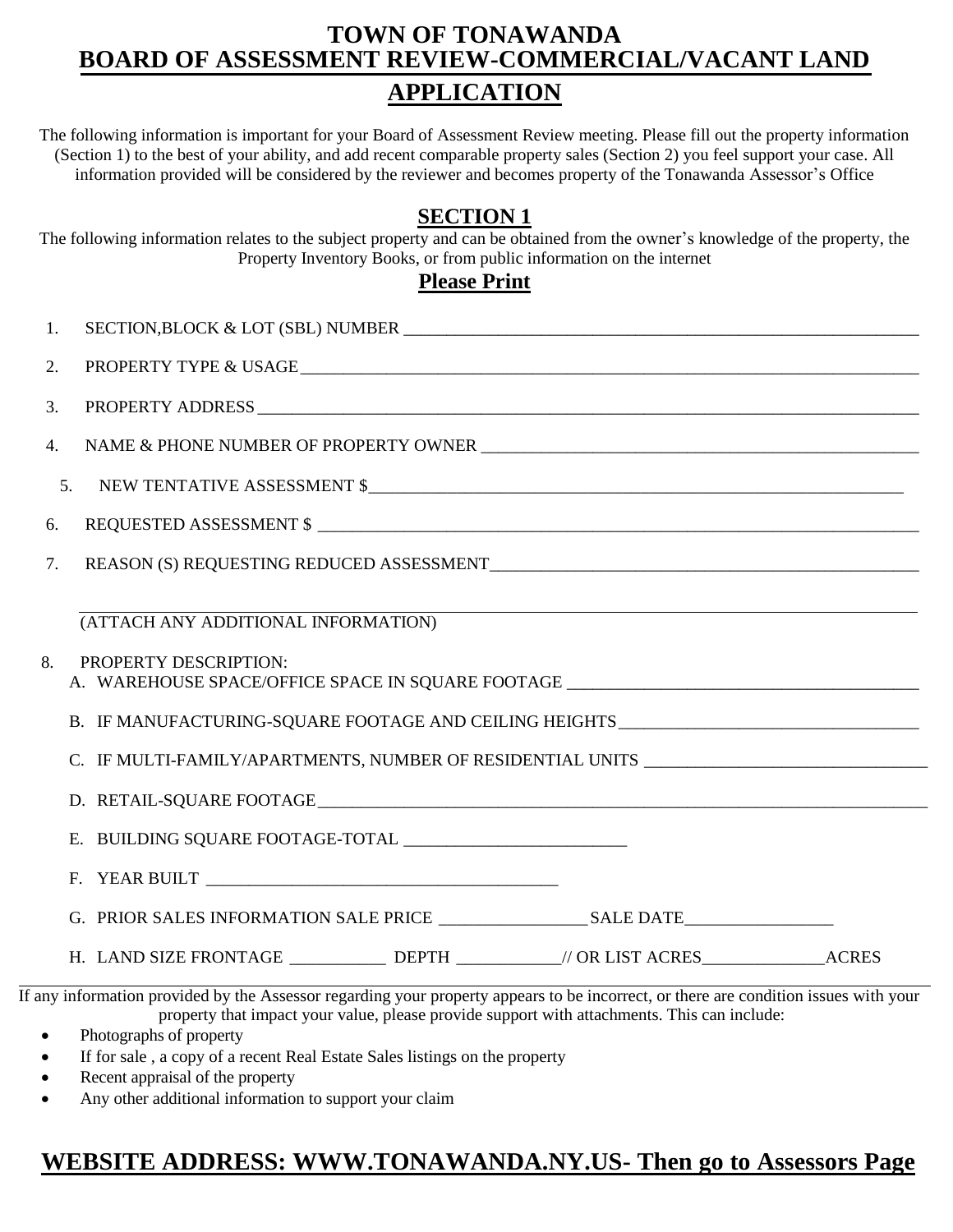# TOWN OF TONAWANDA

## BOARD OF ASSESSMENT REVIEW-COMMERCIAL/VACANT LAND APPLICATION

The following information is important for your Board of Assessment Review meeting. Please fill out the property information (Section 1) to the best of your ability, and add recent comparable property sales (Section 2) you feel support your case. All information provided will be considered by the reviewer and becomes property of the Tonawanda Assessor's Office

## SECTION 1

The following information relates to the subject property and can be obtained from the owner's knowledge of the property, the Property Inventory Books, or from public information on the internet

**Please Print**

1. SECTION,BLOCK & LOT (SBL) NUMBER ______________________________
2. PROPERTY TYPE & USAGE ______________________________
3. PROPERTY ADDRESS ______________________________
4. NAME & PHONE NUMBER OF PROPERTY OWNER ______________________________
5. NEW TENTATIVE ASSESSMENT $______________________________
6. REQUESTED ASSESSMENT $ ______________________________
7. REASON (S) REQUESTING REDUCED ASSESSMENT______________________________

   ______________________________

   (ATTACH ANY ADDITIONAL INFORMATION)

8. PROPERTY DESCRIPTION:
   - A. WAREHOUSE SPACE/OFFICE SPACE IN SQUARE FOOTAGE ______________________________
   - B. IF MANUFACTURING-SQUARE FOOTAGE AND CEILING HEIGHTS______________________________
   - C. IF MULTI-FAMILY/APARTMENTS, NUMBER OF RESIDENTIAL UNITS ______________________________
   - D. RETAIL-SQUARE FOOTAGE______________________________
   - E. BUILDING SQUARE FOOTAGE-TOTAL ______________________________
   - F. YEAR BUILT ______________________________
   - G. PRIOR SALES INFORMATION SALE PRICE _________________ SALE DATE_________________
   - H. LAND SIZE FRONTAGE ___________ DEPTH ____________// OR LIST ACRES______________ACRES

If any information provided by the Assessor regarding your property appears to be incorrect, or there are condition issues with your property that impact your value, please provide support with attachments. This can include:

- Photographs of property
- If for sale , a copy of a recent Real Estate Sales listings on the property
- Recent appraisal of the property
- Any other additional information to support your claim

## WEBSITE ADDRESS: WWW.TONAWANDA.NY.US- Then go to Assessors Page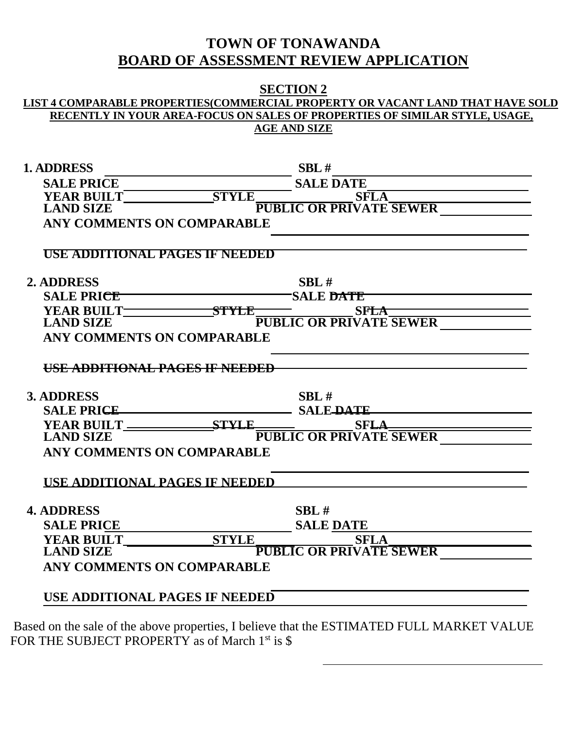# TOWN OF TONAWANDA

## BOARD OF ASSESSMENT REVIEW APPLICATION

### SECTION 2

**LIST 4 COMPARABLE PROPERTIES(COMMERCIAL PROPERTY OR VACANT LAND THAT HAVE SOLD RECENTLY IN YOUR AREA-FOCUS ON SALES OF PROPERTIES OF SIMILAR STYLE, USAGE, AGE AND SIZE**

**1. ADDRESS** ______________________________ **SBL #** ______________________________

**SALE PRICE** ______________________________ **SALE DATE** ______________________________

**YEAR BUILT** ______________ **STYLE** ______________ **SFLA** ______________________

**LAND SIZE** **PUBLIC OR PRIVATE SEWER** ______________

**ANY COMMENTS ON COMPARABLE** ______________________________

**USE ADDITIONAL PAGES IF NEEDED** ______________________________

**2. ADDRESS** **SBL #**

**SALE PRICE** ______________________________ **SALE DATE** ______________________________

**YEAR BUILT** ______________ **STYLE** ______________ **SFLA** ______________________

**LAND SIZE** **PUBLIC OR PRIVATE SEWER** ______________

**ANY COMMENTS ON COMPARABLE** ______________________________

**USE ADDITIONAL PAGES IF NEEDED** ______________________________

**3. ADDRESS** **SBL #**

**SALE PRICE** ______________________________ **SALE DATE** ______________________________

**YEAR BUILT** ______________ **STYLE** ______________ **SFLA** ______________________

**LAND SIZE** **PUBLIC OR PRIVATE SEWER** ______________

**ANY COMMENTS ON COMPARABLE** ______________________________

**USE ADDITIONAL PAGES IF NEEDED** ______________________________

**4. ADDRESS** **SBL #**

**SALE PRICE** ______________________________ **SALE DATE** ______________________________

**YEAR BUILT** ______________ **STYLE** ______________ **SFLA** ______________________

**LAND SIZE** **PUBLIC OR PRIVATE SEWER** ______________

**ANY COMMENTS ON COMPARABLE** ______________________________

**USE ADDITIONAL PAGES IF NEEDED** ______________________________

Based on the sale of the above properties, I believe that the ESTIMATED FULL MARKET VALUE FOR THE SUBJECT PROPERTY as of March 1st is $ ______________________________